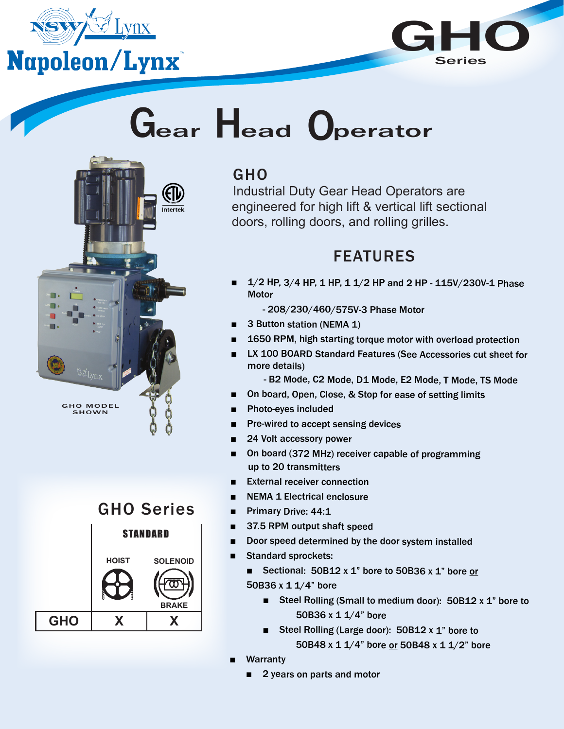Napoleon/Lynx

# GHO Series

# Gear Head Operator

GHO MODEL SHOWN

## GHO

Industrial Duty Gear Head Operators are engineered for high lift & vertical lift sectional doors, rolling doors, and rolling grilles.

## FEATURES

- 1/2 HP, 3/4 HP, 1 HP, 1 1/2 HP and 2 HP - 115V/230V-1 Phase Motor
  - 208/230/460/575V-3 Phase Motor
- 3 Button station (NEMA 1)
- 1650 RPM, high starting torque motor with overload protection
- LX 100 BOARD Standard Features (See Accessories cut sheet for more details)
  - B2 Mode, C2 Mode, D1 Mode, E2 Mode, T Mode, TS Mode
- On board, Open, Close, & Stop for ease of setting limits
- Photo-eyes included
- Pre-wired to accept sensing devices
- 24 Volt accessory power
- On board (372 MHz) receiver capable of programming up to 20 transmitters
- External receiver connection
- NEMA 1 Electrical enclosure
- Primary Drive: 44:1
- 37.5 RPM output shaft speed
- Door speed determined by the door system installed
- Standard sprockets:
  - Sectional: 50B12 x 1" bore to 50B36 x 1" bore or 50B36 x 1 1/4" bore
    - Steel Rolling (Small to medium door): 50B12 x 1" bore to 50B36 x 1 1/4" bore
    - Steel Rolling (Large door): 50B12 x 1" bore to 50B48 x 1 1/4" bore or 50B48 x 1 1/2" bore
- Warranty
  - 2 years on parts and motor

## GHO Series

| | STANDARD | |
|---|---|---|
| | HOIST | SOLENOID BRAKE |
| GHO | X | X |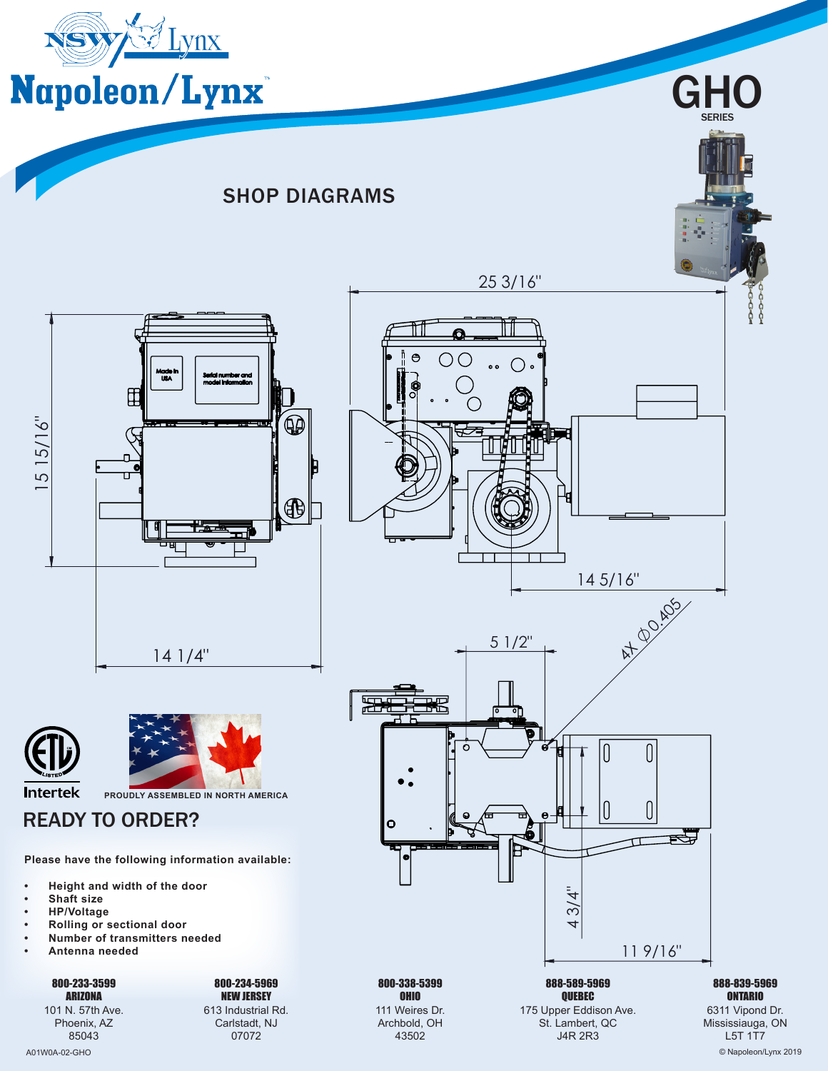NSW Lynx

# Napoleon/Lynx™

GHO SERIES

## SHOP DIAGRAMS

25 3/16"

15 15/16"

Made in USA

Serial number and model information

14 5/16"

14 1/4"

5 1/2"

4X ⌀0.405

4 3/4"

11 9/16"

Intertek

PROUDLY ASSEMBLED IN NORTH AMERICA

## READY TO ORDER?

**Please have the following information available:**

- **Height and width of the door**
- **Shaft size**
- **HP/Voltage**
- **Rolling or sectional door**
- **Number of transmitters needed**
- **Antenna needed**

**800-233-3599**
**ARIZONA**
101 N. 57th Ave.
Phoenix, AZ
85043

**800-234-5969**
**NEW JERSEY**
613 Industrial Rd.
Carlstadt, NJ
07072

**800-338-5399**
**OHIO**
111 Weires Dr.
Archbold, OH
43502

**888-589-5969**
**QUEBEC**
175 Upper Eddison Ave.
St. Lambert, QC
J4R 2R3

**888-839-5969**
**ONTARIO**
6311 Vipond Dr.
Mississiauga, ON
L5T 1T7

A01W0A-02-GHO

© Napoleon/Lynx 2019